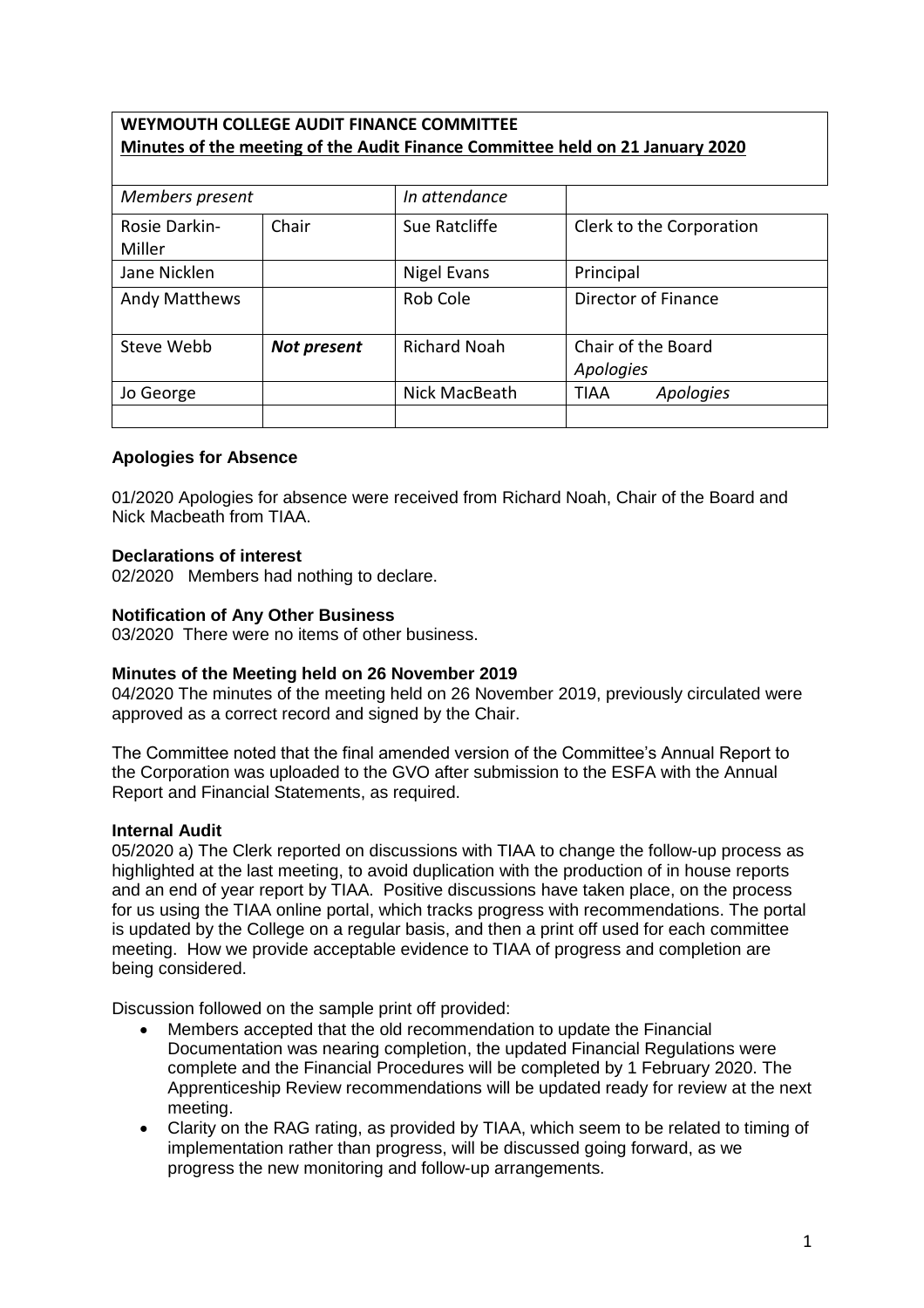**WEYMOUTH COLLEGE AUDIT FINANCE COMMITTEE**
**Minutes of the meeting of the Audit Finance Committee held on 21 January 2020**

| *Members present* | | *In attendance* | |
|---|---|---|---|
| Rosie Darkin-Miller | Chair | Sue Ratcliffe | Clerk to the Corporation |
| Jane Nicklen | | Nigel Evans | Principal |
| Andy Matthews | | Rob Cole | Director of Finance |
| Steve Webb | ***Not present*** | Richard Noah | Chair of the Board *Apologies* |
| Jo George | | Nick MacBeath | TIAA *Apologies* |
| | | | |

**Apologies for Absence**

01/2020 Apologies for absence were received from Richard Noah, Chair of the Board and Nick Macbeath from TIAA.

**Declarations of interest**

02/2020 Members had nothing to declare.

**Notification of Any Other Business**

03/2020 There were no items of other business.

**Minutes of the Meeting held on 26 November 2019**

04/2020 The minutes of the meeting held on 26 November 2019, previously circulated were approved as a correct record and signed by the Chair.

The Committee noted that the final amended version of the Committee's Annual Report to the Corporation was uploaded to the GVO after submission to the ESFA with the Annual Report and Financial Statements, as required.

**Internal Audit**

05/2020 a) The Clerk reported on discussions with TIAA to change the follow-up process as highlighted at the last meeting, to avoid duplication with the production of in house reports and an end of year report by TIAA. Positive discussions have taken place, on the process for us using the TIAA online portal, which tracks progress with recommendations. The portal is updated by the College on a regular basis, and then a print off used for each committee meeting. How we provide acceptable evidence to TIAA of progress and completion are being considered.

Discussion followed on the sample print off provided:

- Members accepted that the old recommendation to update the Financial Documentation was nearing completion, the updated Financial Regulations were complete and the Financial Procedures will be completed by 1 February 2020. The Apprenticeship Review recommendations will be updated ready for review at the next meeting.
- Clarity on the RAG rating, as provided by TIAA, which seem to be related to timing of implementation rather than progress, will be discussed going forward, as we progress the new monitoring and follow-up arrangements.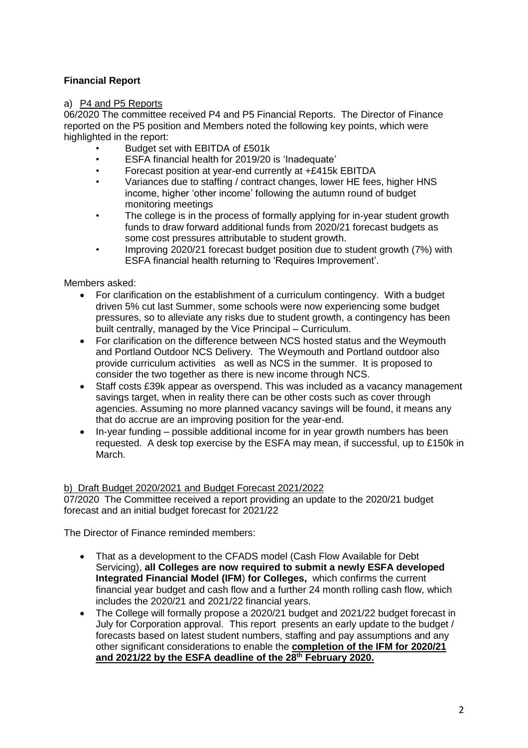**Financial Report**

a) P4 and P5 Reports

06/2020 The committee received P4 and P5 Financial Reports. The Director of Finance reported on the P5 position and Members noted the following key points, which were highlighted in the report:

- Budget set with EBITDA of £501k
- ESFA financial health for 2019/20 is 'Inadequate'
- Forecast position at year-end currently at +£415k EBITDA
- Variances due to staffing / contract changes, lower HE fees, higher HNS income, higher 'other income' following the autumn round of budget monitoring meetings
- The college is in the process of formally applying for in-year student growth funds to draw forward additional funds from 2020/21 forecast budgets as some cost pressures attributable to student growth.
- Improving 2020/21 forecast budget position due to student growth (7%) with ESFA financial health returning to 'Requires Improvement'.

Members asked:

- For clarification on the establishment of a curriculum contingency. With a budget driven 5% cut last Summer, some schools were now experiencing some budget pressures, so to alleviate any risks due to student growth, a contingency has been built centrally, managed by the Vice Principal – Curriculum.
- For clarification on the difference between NCS hosted status and the Weymouth and Portland Outdoor NCS Delivery. The Weymouth and Portland outdoor also provide curriculum activities as well as NCS in the summer. It is proposed to consider the two together as there is new income through NCS.
- Staff costs £39k appear as overspend. This was included as a vacancy management savings target, when in reality there can be other costs such as cover through agencies. Assuming no more planned vacancy savings will be found, it means any that do accrue are an improving position for the year-end.
- In-year funding – possible additional income for in year growth numbers has been requested. A desk top exercise by the ESFA may mean, if successful, up to £150k in March.

b) Draft Budget 2020/2021 and Budget Forecast 2021/2022

07/2020 The Committee received a report providing an update to the 2020/21 budget forecast and an initial budget forecast for 2021/22

The Director of Finance reminded members:

- That as a development to the CFADS model (Cash Flow Available for Debt Servicing), **all Colleges are now required to submit a newly ESFA developed Integrated Financial Model (IFM) for Colleges,** which confirms the current financial year budget and cash flow and a further 24 month rolling cash flow, which includes the 2020/21 and 2021/22 financial years.
- The College will formally propose a 2020/21 budget and 2021/22 budget forecast in July for Corporation approval. This report presents an early update to the budget / forecasts based on latest student numbers, staffing and pay assumptions and any other significant considerations to enable the **completion of the IFM for 2020/21 and 2021/22 by the ESFA deadline of the 28th February 2020.**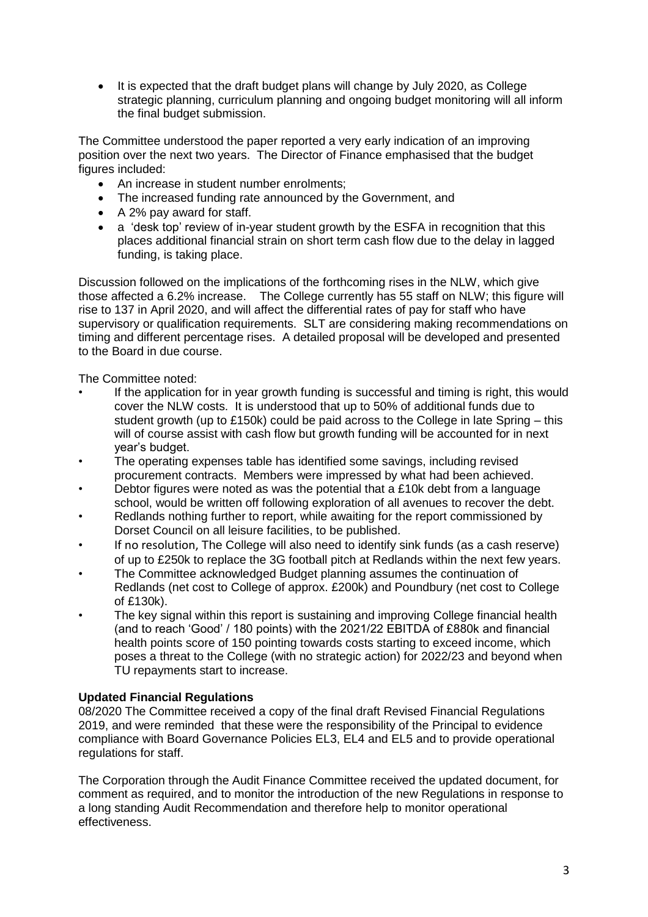- It is expected that the draft budget plans will change by July 2020, as College strategic planning, curriculum planning and ongoing budget monitoring will all inform the final budget submission.

The Committee understood the paper reported a very early indication of an improving position over the next two years. The Director of Finance emphasised that the budget figures included:

- An increase in student number enrolments;
- The increased funding rate announced by the Government, and
- A 2% pay award for staff.
- a 'desk top' review of in-year student growth by the ESFA in recognition that this places additional financial strain on short term cash flow due to the delay in lagged funding, is taking place.

Discussion followed on the implications of the forthcoming rises in the NLW, which give those affected a 6.2% increase. The College currently has 55 staff on NLW; this figure will rise to 137 in April 2020, and will affect the differential rates of pay for staff who have supervisory or qualification requirements. SLT are considering making recommendations on timing and different percentage rises. A detailed proposal will be developed and presented to the Board in due course.

The Committee noted:

- If the application for in year growth funding is successful and timing is right, this would cover the NLW costs. It is understood that up to 50% of additional funds due to student growth (up to £150k) could be paid across to the College in late Spring – this will of course assist with cash flow but growth funding will be accounted for in next year's budget.
- The operating expenses table has identified some savings, including revised procurement contracts. Members were impressed by what had been achieved.
- Debtor figures were noted as was the potential that a £10k debt from a language school, would be written off following exploration of all avenues to recover the debt.
- Redlands nothing further to report, while awaiting for the report commissioned by Dorset Council on all leisure facilities, to be published.
- If no resolution, The College will also need to identify sink funds (as a cash reserve) of up to £250k to replace the 3G football pitch at Redlands within the next few years.
- The Committee acknowledged Budget planning assumes the continuation of Redlands (net cost to College of approx. £200k) and Poundbury (net cost to College of £130k).
- The key signal within this report is sustaining and improving College financial health (and to reach 'Good' / 180 points) with the 2021/22 EBITDA of £880k and financial health points score of 150 pointing towards costs starting to exceed income, which poses a threat to the College (with no strategic action) for 2022/23 and beyond when TU repayments start to increase.

**Updated Financial Regulations**

08/2020 The Committee received a copy of the final draft Revised Financial Regulations 2019, and were reminded that these were the responsibility of the Principal to evidence compliance with Board Governance Policies EL3, EL4 and EL5 and to provide operational regulations for staff.

The Corporation through the Audit Finance Committee received the updated document, for comment as required, and to monitor the introduction of the new Regulations in response to a long standing Audit Recommendation and therefore help to monitor operational effectiveness.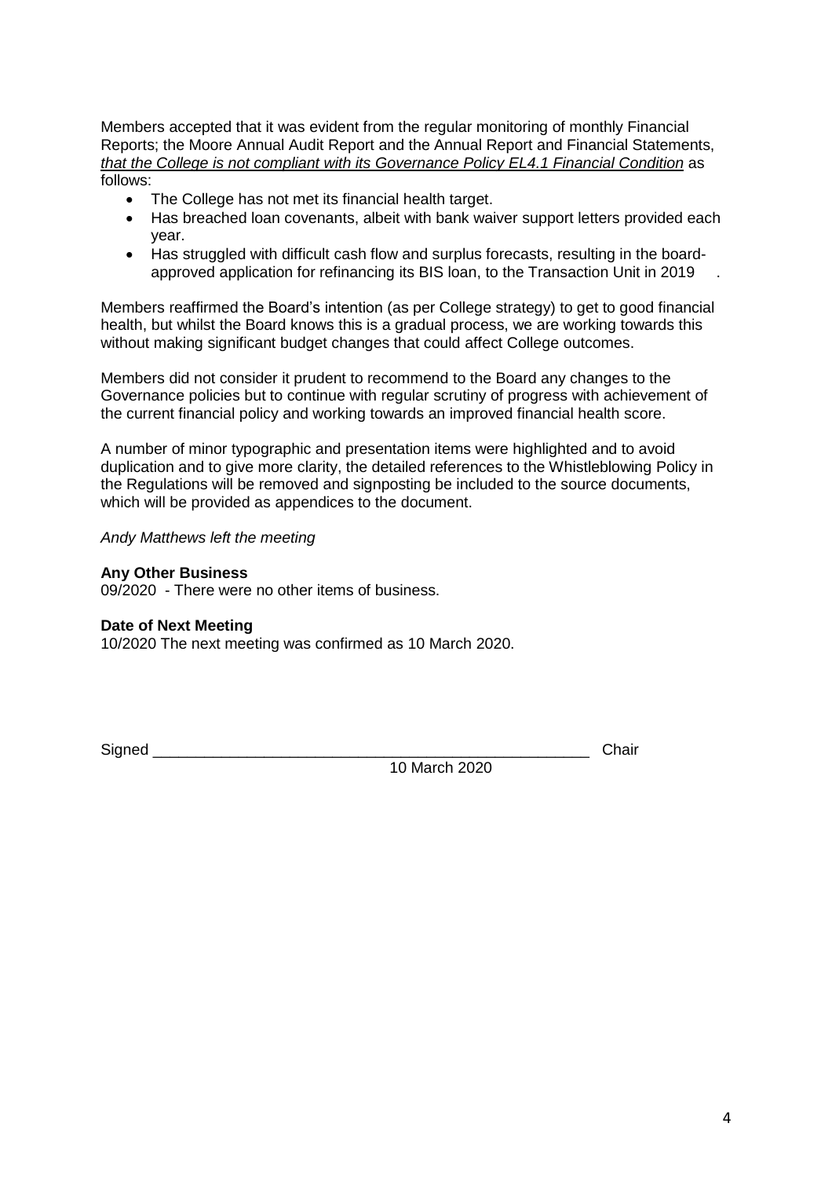Members accepted that it was evident from the regular monitoring of monthly Financial Reports; the Moore Annual Audit Report and the Annual Report and Financial Statements, *that the College is not compliant with its Governance Policy EL4.1 Financial Condition* as follows:

- The College has not met its financial health target.
- Has breached loan covenants, albeit with bank waiver support letters provided each year.
- Has struggled with difficult cash flow and surplus forecasts, resulting in the board-approved application for refinancing its BIS loan, to the Transaction Unit in 2019 .

Members reaffirmed the Board's intention (as per College strategy) to get to good financial health, but whilst the Board knows this is a gradual process, we are working towards this without making significant budget changes that could affect College outcomes.

Members did not consider it prudent to recommend to the Board any changes to the Governance policies but to continue with regular scrutiny of progress with achievement of the current financial policy and working towards an improved financial health score.

A number of minor typographic and presentation items were highlighted and to avoid duplication and to give more clarity, the detailed references to the Whistleblowing Policy in the Regulations will be removed and signposting be included to the source documents, which will be provided as appendices to the document.

*Andy Matthews left the meeting*

**Any Other Business**

09/2020 - There were no other items of business.

**Date of Next Meeting**

10/2020 The next meeting was confirmed as 10 March 2020.

Signed \_\_\_\_\_\_\_\_\_\_\_\_\_\_\_\_\_\_\_\_\_\_\_\_\_\_\_\_\_\_\_\_\_\_\_\_\_\_\_\_\_\_\_\_\_\_\_\_\_\_ Chair

10 March 2020